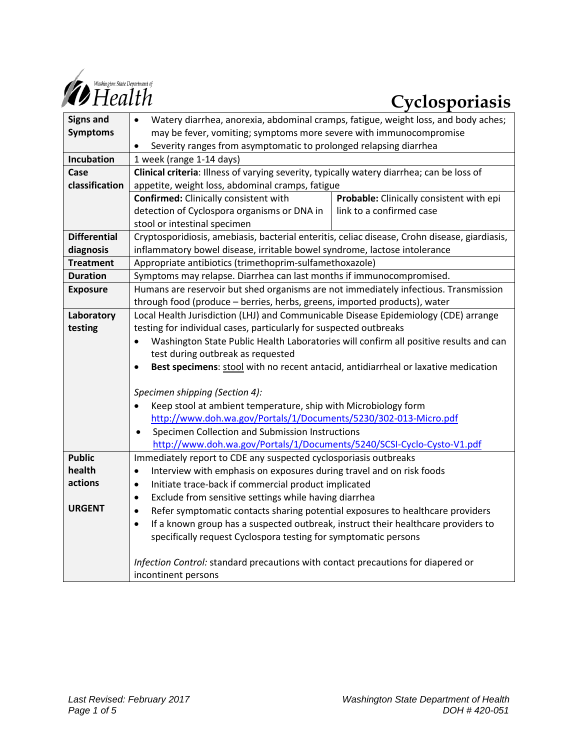Washington State Department of Health

# Cyclosporiasis

| | | |
|---|---|---|
| **Signs and Symptoms** | • Watery diarrhea, anorexia, abdominal cramps, fatigue, weight loss, and body aches; may be fever, vomiting; symptoms more severe with immunocompromise<br>• Severity ranges from asymptomatic to prolonged relapsing diarrhea | |
| **Incubation** | 1 week (range 1-14 days) | |
| **Case classification** | **Clinical criteria**: Illness of varying severity, typically watery diarrhea; can be loss of appetite, weight loss, abdominal cramps, fatigue | |
| | **Confirmed:** Clinically consistent with detection of Cyclospora organisms or DNA in stool or intestinal specimen | **Probable:** Clinically consistent with epi link to a confirmed case |
| **Differential diagnosis** | Cryptosporidiosis, amebiasis, bacterial enteritis, celiac disease, Crohn disease, giardiasis, inflammatory bowel disease, irritable bowel syndrome, lactose intolerance | |
| **Treatment** | Appropriate antibiotics (trimethoprim-sulfamethoxazole) | |
| **Duration** | Symptoms may relapse. Diarrhea can last months if immunocompromised. | |
| **Exposure** | Humans are reservoir but shed organisms are not immediately infectious. Transmission through food (produce – berries, herbs, greens, imported products), water | |
| **Laboratory testing** | Local Health Jurisdiction (LHJ) and Communicable Disease Epidemiology (CDE) arrange testing for individual cases, particularly for suspected outbreaks<br>• Washington State Public Health Laboratories will confirm all positive results and can test during outbreak as requested<br>• **Best specimens**: stool with no recent antacid, antidiarrheal or laxative medication<br><br>*Specimen shipping (Section 4):*<br>• Keep stool at ambient temperature, ship with Microbiology form http://www.doh.wa.gov/Portals/1/Documents/5230/302-013-Micro.pdf<br>• Specimen Collection and Submission Instructions http://www.doh.wa.gov/Portals/1/Documents/5240/SCSI-Cyclo-Cysto-V1.pdf | |
| **Public health actions**<br><br>**URGENT** | Immediately report to CDE any suspected cyclosporiasis outbreaks<br>• Interview with emphasis on exposures during travel and on risk foods<br>• Initiate trace-back if commercial product implicated<br>• Exclude from sensitive settings while having diarrhea<br>• Refer symptomatic contacts sharing potential exposures to healthcare providers<br>• If a known group has a suspected outbreak, instruct their healthcare providers to specifically request Cyclospora testing for symptomatic persons<br><br>*Infection Control:* standard precautions with contact precautions for diapered or incontinent persons | |

Last Revised: February 2017

Washington State Department of Health
DOH # 420-051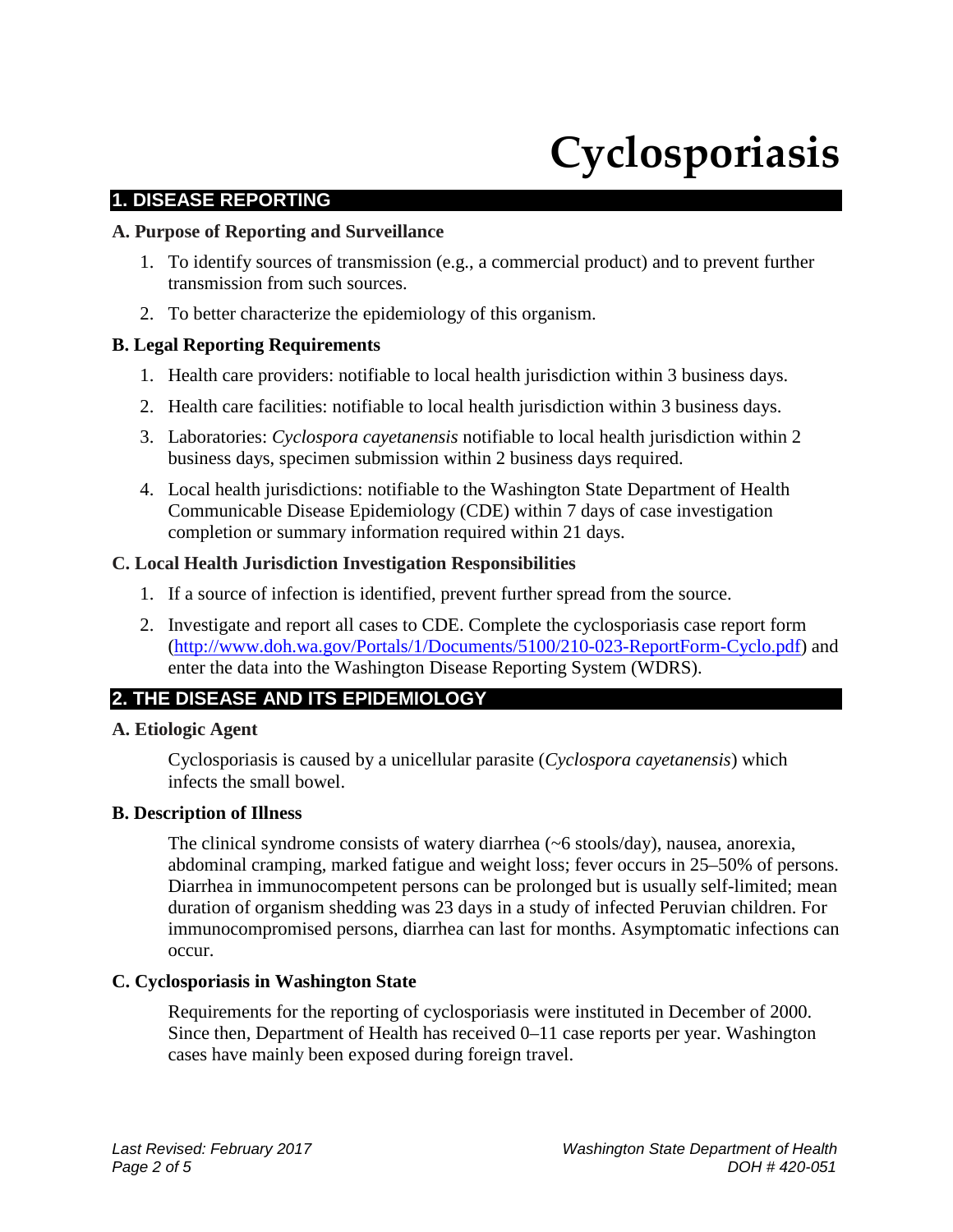# Cyclosporiasis

## 1. DISEASE REPORTING

### A. Purpose of Reporting and Surveillance

1. To identify sources of transmission (e.g., a commercial product) and to prevent further transmission from such sources.
2. To better characterize the epidemiology of this organism.

### B. Legal Reporting Requirements

1. Health care providers: notifiable to local health jurisdiction within 3 business days.
2. Health care facilities: notifiable to local health jurisdiction within 3 business days.
3. Laboratories: *Cyclospora cayetanensis* notifiable to local health jurisdiction within 2 business days, specimen submission within 2 business days required.
4. Local health jurisdictions: notifiable to the Washington State Department of Health Communicable Disease Epidemiology (CDE) within 7 days of case investigation completion or summary information required within 21 days.

### C. Local Health Jurisdiction Investigation Responsibilities

1. If a source of infection is identified, prevent further spread from the source.
2. Investigate and report all cases to CDE. Complete the cyclosporiasis case report form (http://www.doh.wa.gov/Portals/1/Documents/5100/210-023-ReportForm-Cyclo.pdf) and enter the data into the Washington Disease Reporting System (WDRS).

## 2. THE DISEASE AND ITS EPIDEMIOLOGY

### A. Etiologic Agent

Cyclosporiasis is caused by a unicellular parasite (*Cyclospora cayetanensis*) which infects the small bowel.

### B. Description of Illness

The clinical syndrome consists of watery diarrhea (~6 stools/day), nausea, anorexia, abdominal cramping, marked fatigue and weight loss; fever occurs in 25–50% of persons. Diarrhea in immunocompetent persons can be prolonged but is usually self-limited; mean duration of organism shedding was 23 days in a study of infected Peruvian children. For immunocompromised persons, diarrhea can last for months. Asymptomatic infections can occur.

### C. Cyclosporiasis in Washington State

Requirements for the reporting of cyclosporiasis were instituted in December of 2000. Since then, Department of Health has received 0–11 case reports per year. Washington cases have mainly been exposed during foreign travel.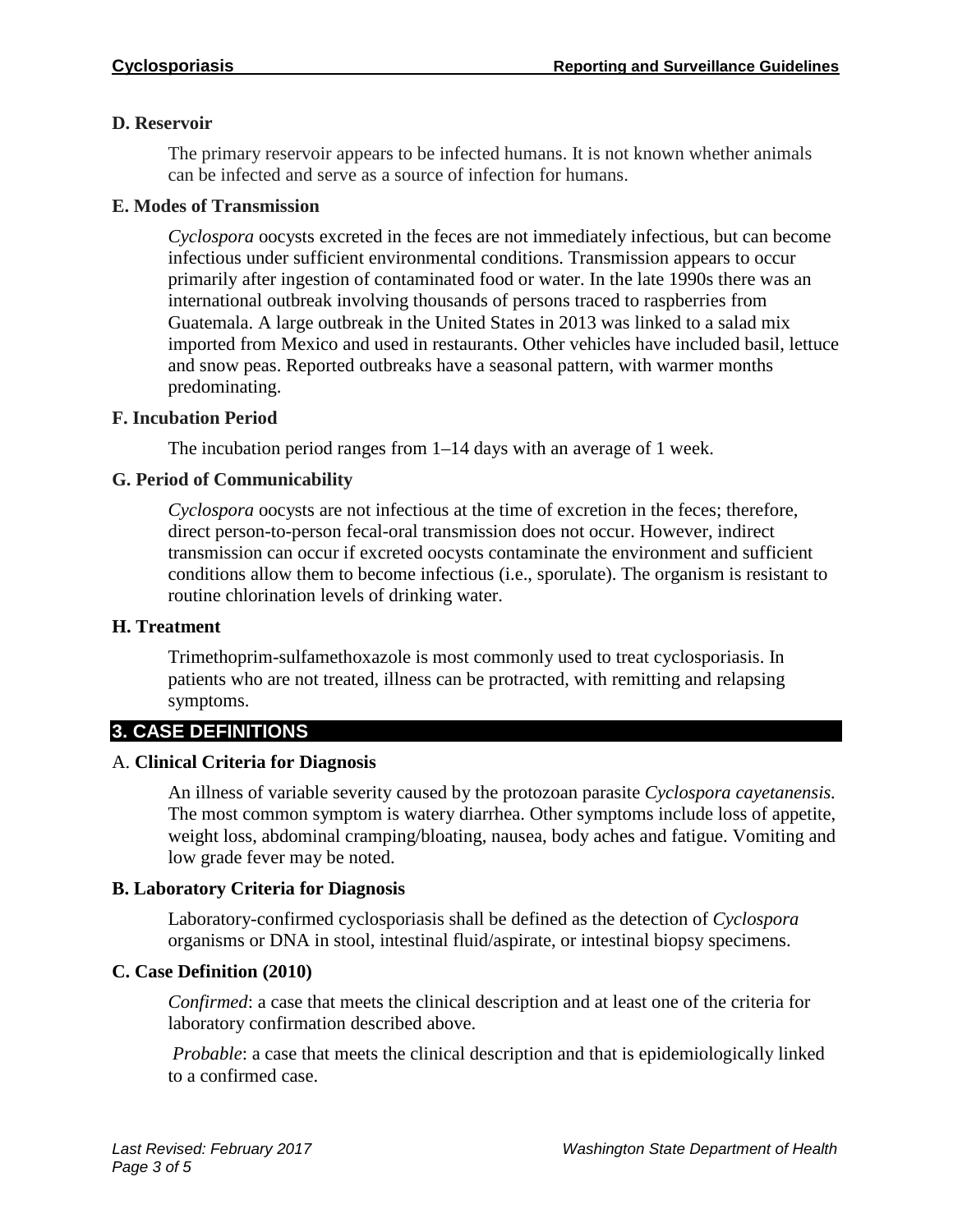### D. Reservoir

The primary reservoir appears to be infected humans. It is not known whether animals can be infected and serve as a source of infection for humans.

### E. Modes of Transmission

*Cyclospora* oocysts excreted in the feces are not immediately infectious, but can become infectious under sufficient environmental conditions. Transmission appears to occur primarily after ingestion of contaminated food or water. In the late 1990s there was an international outbreak involving thousands of persons traced to raspberries from Guatemala. A large outbreak in the United States in 2013 was linked to a salad mix imported from Mexico and used in restaurants. Other vehicles have included basil, lettuce and snow peas. Reported outbreaks have a seasonal pattern, with warmer months predominating.

### F. Incubation Period

The incubation period ranges from 1–14 days with an average of 1 week.

### G. Period of Communicability

*Cyclospora* oocysts are not infectious at the time of excretion in the feces; therefore, direct person-to-person fecal-oral transmission does not occur. However, indirect transmission can occur if excreted oocysts contaminate the environment and sufficient conditions allow them to become infectious (i.e., sporulate). The organism is resistant to routine chlorination levels of drinking water.

### H. Treatment

Trimethoprim-sulfamethoxazole is most commonly used to treat cyclosporiasis. In patients who are not treated, illness can be protracted, with remitting and relapsing symptoms.

## 3. CASE DEFINITIONS

### A. Clinical Criteria for Diagnosis

An illness of variable severity caused by the protozoan parasite *Cyclospora cayetanensis.* The most common symptom is watery diarrhea. Other symptoms include loss of appetite, weight loss, abdominal cramping/bloating, nausea, body aches and fatigue. Vomiting and low grade fever may be noted.

### B. Laboratory Criteria for Diagnosis

Laboratory-confirmed cyclosporiasis shall be defined as the detection of *Cyclospora* organisms or DNA in stool, intestinal fluid/aspirate, or intestinal biopsy specimens.

### C. Case Definition (2010)

*Confirmed*: a case that meets the clinical description and at least one of the criteria for laboratory confirmation described above.

*Probable*: a case that meets the clinical description and that is epidemiologically linked to a confirmed case.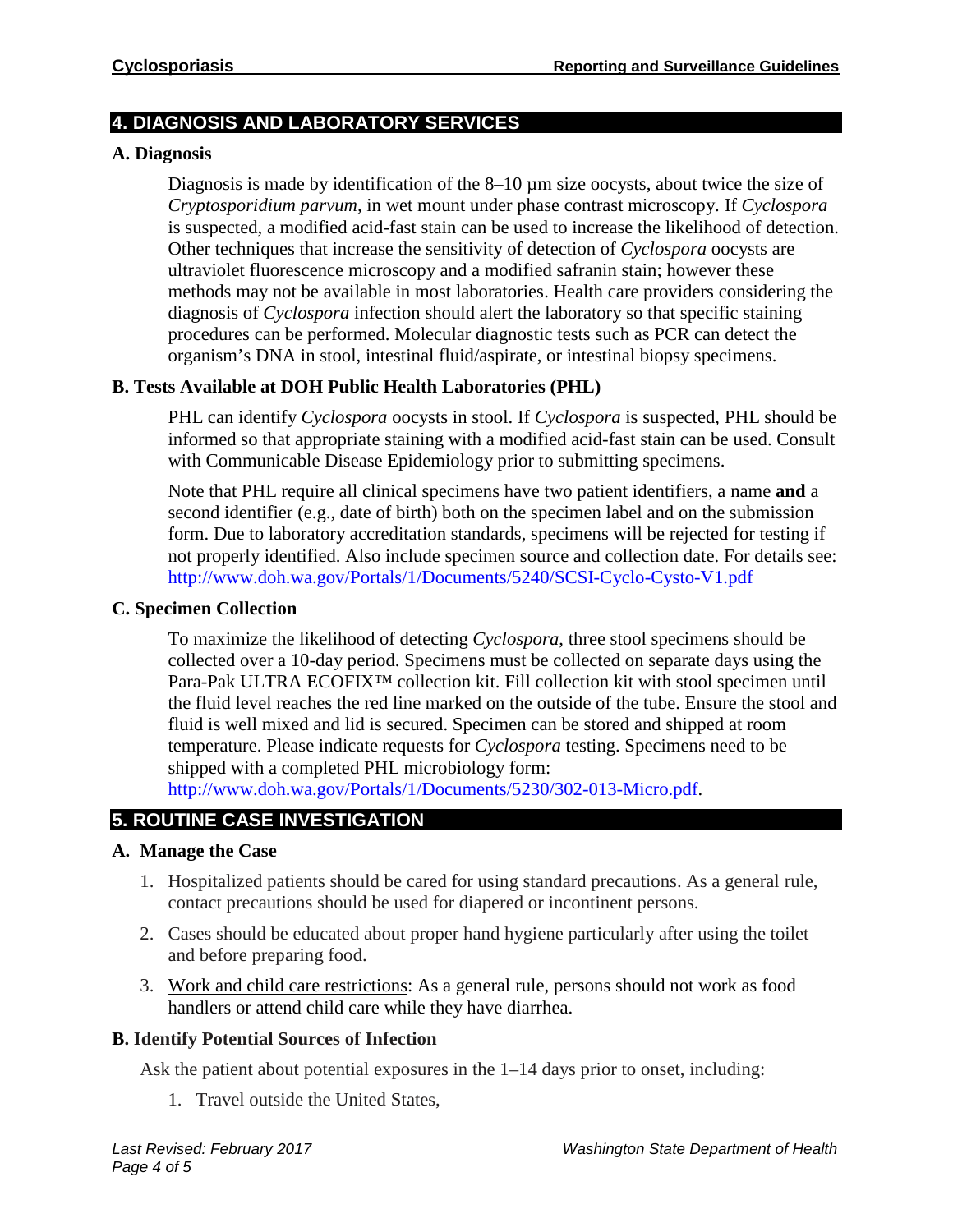## 4. DIAGNOSIS AND LABORATORY SERVICES

### A. Diagnosis

Diagnosis is made by identification of the 8–10 µm size oocysts, about twice the size of *Cryptosporidium parvum*, in wet mount under phase contrast microscopy. If *Cyclospora* is suspected, a modified acid-fast stain can be used to increase the likelihood of detection. Other techniques that increase the sensitivity of detection of *Cyclospora* oocysts are ultraviolet fluorescence microscopy and a modified safranin stain; however these methods may not be available in most laboratories. Health care providers considering the diagnosis of *Cyclospora* infection should alert the laboratory so that specific staining procedures can be performed. Molecular diagnostic tests such as PCR can detect the organism's DNA in stool, intestinal fluid/aspirate, or intestinal biopsy specimens.

### B. Tests Available at DOH Public Health Laboratories (PHL)

PHL can identify *Cyclospora* oocysts in stool. If *Cyclospora* is suspected, PHL should be informed so that appropriate staining with a modified acid-fast stain can be used. Consult with Communicable Disease Epidemiology prior to submitting specimens.

Note that PHL require all clinical specimens have two patient identifiers, a name **and** a second identifier (e.g., date of birth) both on the specimen label and on the submission form. Due to laboratory accreditation standards, specimens will be rejected for testing if not properly identified. Also include specimen source and collection date. For details see: http://www.doh.wa.gov/Portals/1/Documents/5240/SCSI-Cyclo-Cysto-V1.pdf

### C. Specimen Collection

To maximize the likelihood of detecting *Cyclospora*, three stool specimens should be collected over a 10-day period. Specimens must be collected on separate days using the Para-Pak ULTRA ECOFIX™ collection kit. Fill collection kit with stool specimen until the fluid level reaches the red line marked on the outside of the tube. Ensure the stool and fluid is well mixed and lid is secured. Specimen can be stored and shipped at room temperature. Please indicate requests for *Cyclospora* testing. Specimens need to be shipped with a completed PHL microbiology form: http://www.doh.wa.gov/Portals/1/Documents/5230/302-013-Micro.pdf.

## 5. ROUTINE CASE INVESTIGATION

### A. Manage the Case

1. Hospitalized patients should be cared for using standard precautions. As a general rule, contact precautions should be used for diapered or incontinent persons.
2. Cases should be educated about proper hand hygiene particularly after using the toilet and before preparing food.
3. Work and child care restrictions: As a general rule, persons should not work as food handlers or attend child care while they have diarrhea.

### B. Identify Potential Sources of Infection

Ask the patient about potential exposures in the 1–14 days prior to onset, including:

1. Travel outside the United States,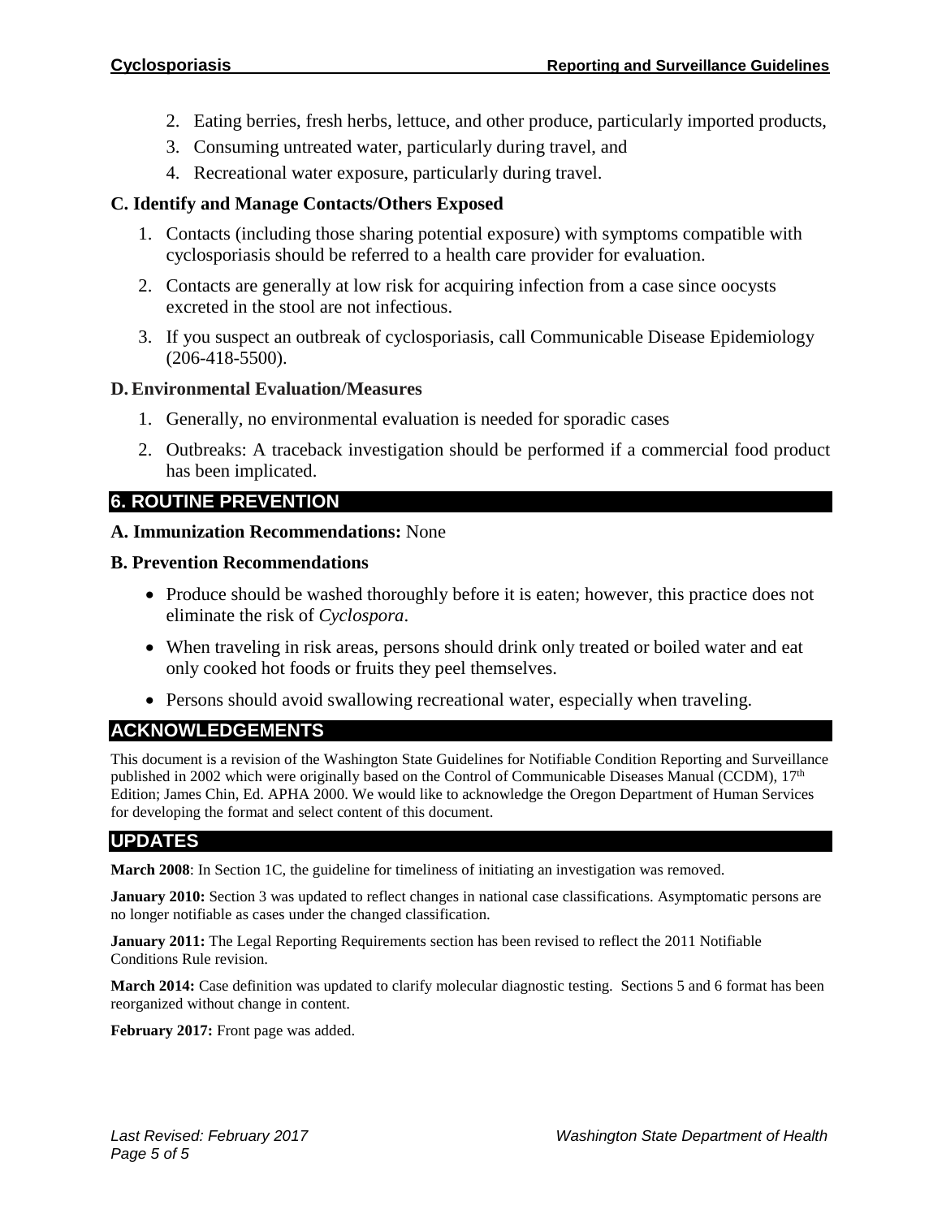2. Eating berries, fresh herbs, lettuce, and other produce, particularly imported products,
3. Consuming untreated water, particularly during travel, and
4. Recreational water exposure, particularly during travel.

### C. Identify and Manage Contacts/Others Exposed

1. Contacts (including those sharing potential exposure) with symptoms compatible with cyclosporiasis should be referred to a health care provider for evaluation.
2. Contacts are generally at low risk for acquiring infection from a case since oocysts excreted in the stool are not infectious.
3. If you suspect an outbreak of cyclosporiasis, call Communicable Disease Epidemiology (206-418-5500).

### D. Environmental Evaluation/Measures

1. Generally, no environmental evaluation is needed for sporadic cases
2. Outbreaks: A traceback investigation should be performed if a commercial food product has been implicated.

## 6. ROUTINE PREVENTION

**A. Immunization Recommendations:** None

### B. Prevention Recommendations

- Produce should be washed thoroughly before it is eaten; however, this practice does not eliminate the risk of *Cyclospora*.
- When traveling in risk areas, persons should drink only treated or boiled water and eat only cooked hot foods or fruits they peel themselves.
- Persons should avoid swallowing recreational water, especially when traveling.

## ACKNOWLEDGEMENTS

This document is a revision of the Washington State Guidelines for Notifiable Condition Reporting and Surveillance published in 2002 which were originally based on the Control of Communicable Diseases Manual (CCDM), 17th Edition; James Chin, Ed. APHA 2000. We would like to acknowledge the Oregon Department of Human Services for developing the format and select content of this document.

## UPDATES

**March 2008**: In Section 1C, the guideline for timeliness of initiating an investigation was removed.

**January 2010:** Section 3 was updated to reflect changes in national case classifications. Asymptomatic persons are no longer notifiable as cases under the changed classification.

**January 2011:** The Legal Reporting Requirements section has been revised to reflect the 2011 Notifiable Conditions Rule revision.

**March 2014:** Case definition was updated to clarify molecular diagnostic testing. Sections 5 and 6 format has been reorganized without change in content.

**February 2017:** Front page was added.